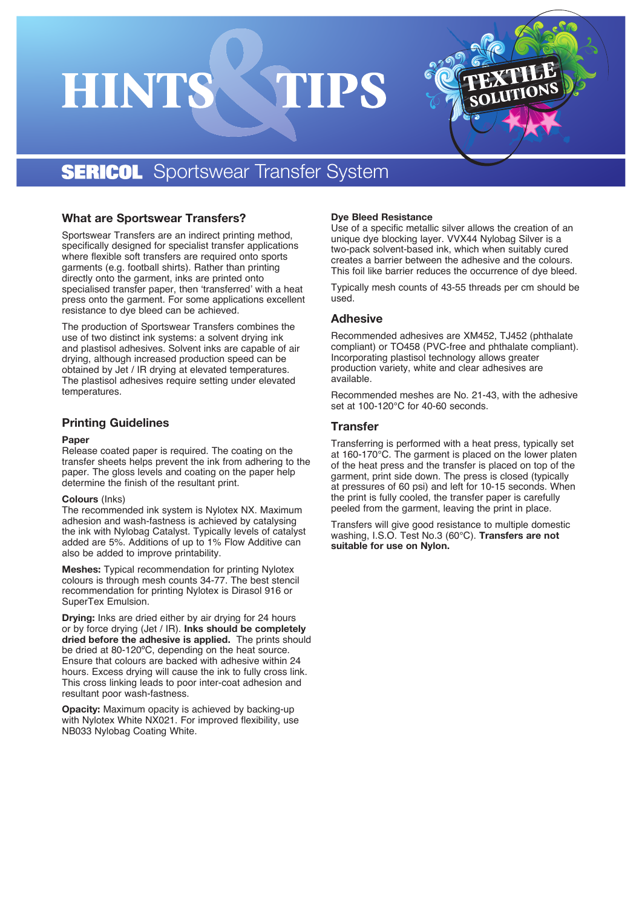# HINTS & TIPS

TEXTILE SOLUTIONS

## SERICOL Sportswear Transfer System

### What are Sportswear Transfers?

Sportswear Transfers are an indirect printing method, specifically designed for specialist transfer applications where flexible soft transfers are required onto sports garments (e.g. football shirts). Rather than printing directly onto the garment, inks are printed onto specialised transfer paper, then 'transferred' with a heat press onto the garment. For some applications excellent resistance to dye bleed can be achieved.

The production of Sportswear Transfers combines the use of two distinct ink systems: a solvent drying ink and plastisol adhesives. Solvent inks are capable of air drying, although increased production speed can be obtained by Jet / IR drying at elevated temperatures. The plastisol adhesives require setting under elevated temperatures.

### Printing Guidelines

**Paper**
Release coated paper is required. The coating on the transfer sheets helps prevent the ink from adhering to the paper. The gloss levels and coating on the paper help determine the finish of the resultant print.

**Colours** (Inks)
The recommended ink system is Nylotex NX. Maximum adhesion and wash-fastness is achieved by catalysing the ink with Nylobag Catalyst. Typically levels of catalyst added are 5%. Additions of up to 1% Flow Additive can also be added to improve printability.

**Meshes:** Typical recommendation for printing Nylotex colours is through mesh counts 34-77. The best stencil recommendation for printing Nylotex is Dirasol 916 or SuperTex Emulsion.

**Drying:** Inks are dried either by air drying for 24 hours or by force drying (Jet / IR). **Inks should be completely dried before the adhesive is applied.** The prints should be dried at 80-120°C, depending on the heat source. Ensure that colours are backed with adhesive within 24 hours. Excess drying will cause the ink to fully cross link. This cross linking leads to poor inter-coat adhesion and resultant poor wash-fastness.

**Opacity:** Maximum opacity is achieved by backing-up with Nylotex White NX021. For improved flexibility, use NB033 Nylobag Coating White.

**Dye Bleed Resistance**
Use of a specific metallic silver allows the creation of an unique dye blocking layer. VVX44 Nylobag Silver is a two-pack solvent-based ink, which when suitably cured creates a barrier between the adhesive and the colours. This foil like barrier reduces the occurrence of dye bleed.

Typically mesh counts of 43-55 threads per cm should be used.

### Adhesive

Recommended adhesives are XM452, TJ452 (phthalate compliant) or TO458 (PVC-free and phthalate compliant). Incorporating plastisol technology allows greater production variety, white and clear adhesives are available.

Recommended meshes are No. 21-43, with the adhesive set at 100-120°C for 40-60 seconds.

### Transfer

Transferring is performed with a heat press, typically set at 160-170°C. The garment is placed on the lower platen of the heat press and the transfer is placed on top of the garment, print side down. The press is closed (typically at pressures of 60 psi) and left for 10-15 seconds. When the print is fully cooled, the transfer paper is carefully peeled from the garment, leaving the print in place.

Transfers will give good resistance to multiple domestic washing, I.S.O. Test No.3 (60°C). **Transfers are not suitable for use on Nylon.**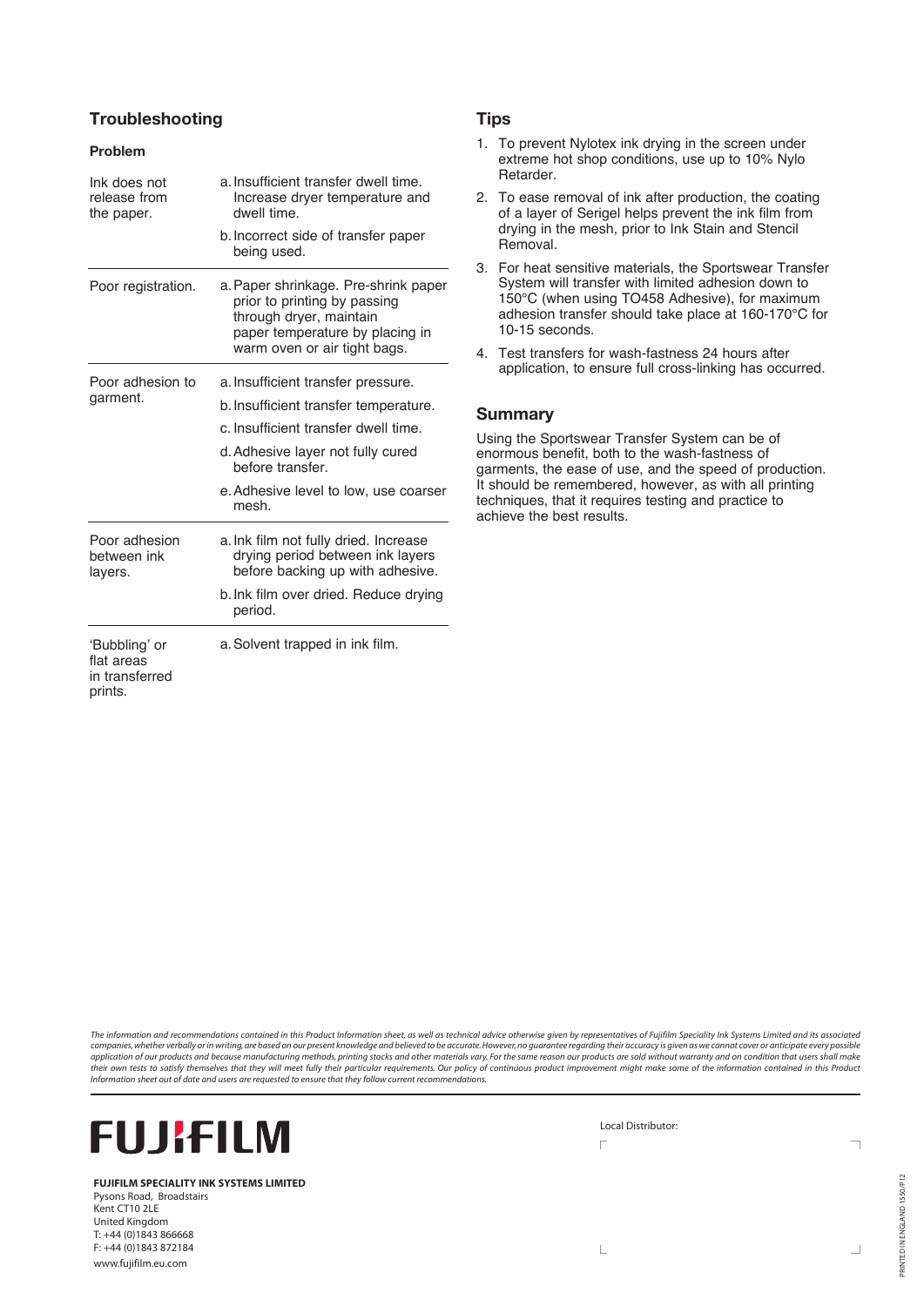## Troubleshooting

| Problem | |
|---|---|
| Ink does not release from the paper. | a. Insufficient transfer dwell time. Increase dryer temperature and dwell time.<br>b. Incorrect side of transfer paper being used. |
| Poor registration. | a. Paper shrinkage. Pre-shrink paper prior to printing by passing through dryer, maintain paper temperature by placing in warm oven or air tight bags. |
| Poor adhesion to garment. | a. Insufficient transfer pressure.<br>b. Insufficient transfer temperature.<br>c. Insufficient transfer dwell time.<br>d. Adhesive layer not fully cured before transfer.<br>e. Adhesive level to low, use coarser mesh. |
| Poor adhesion between ink layers. | a. Ink film not fully dried. Increase drying period between ink layers before backing up with adhesive.<br>b. Ink film over dried. Reduce drying period. |
| 'Bubbling' or flat areas in transferred prints. | a. Solvent trapped in ink film. |

## Tips

1. To prevent Nylotex ink drying in the screen under extreme hot shop conditions, use up to 10% Nylo Retarder.
2. To ease removal of ink after production, the coating of a layer of Serigel helps prevent the ink film from drying in the mesh, prior to Ink Stain and Stencil Removal.
3. For heat sensitive materials, the Sportswear Transfer System will transfer with limited adhesion down to 150°C (when using TO458 Adhesive), for maximum adhesion transfer should take place at 160-170°C for 10-15 seconds.
4. Test transfers for wash-fastness 24 hours after application, to ensure full cross-linking has occurred.

## Summary

Using the Sportswear Transfer System can be of enormous benefit, both to the wash-fastness of garments, the ease of use, and the speed of production. It should be remembered, however, as with all printing techniques, that it requires testing and practice to achieve the best results.

*The information and recommendations contained in this Product Information sheet, as well as technical advice otherwise given by representatives of Fujifilm Speciality Ink Systems Limited and its associated companies, whether verbally or in writing, are based on our present knowledge and believed to be accurate. However, no guarantee regarding their accuracy is given as we cannot cover or anticipate every possible application of our products and because manufacturing methods, printing stocks and other materials vary. For the same reason our products are sold without warranty and on condition that users shall make their own tests to satisfy themselves that they will meet fully their particular requirements. Our policy of continuous product improvement might make some of the information contained in this Product Information sheet out of date and users are requested to ensure that they follow current recommendations.*

FUJIFILM

**FUJIFILM SPECIALITY INK SYSTEMS LIMITED**
Pysons Road, Broadstairs
Kent CT10 2LE
United Kingdom
T: +44 (0)1843 866668
F: +44 (0)1843 872184
www.fujifilm.eu.com

Local Distributor:

PRINTED IN ENGLAND 1550/P12